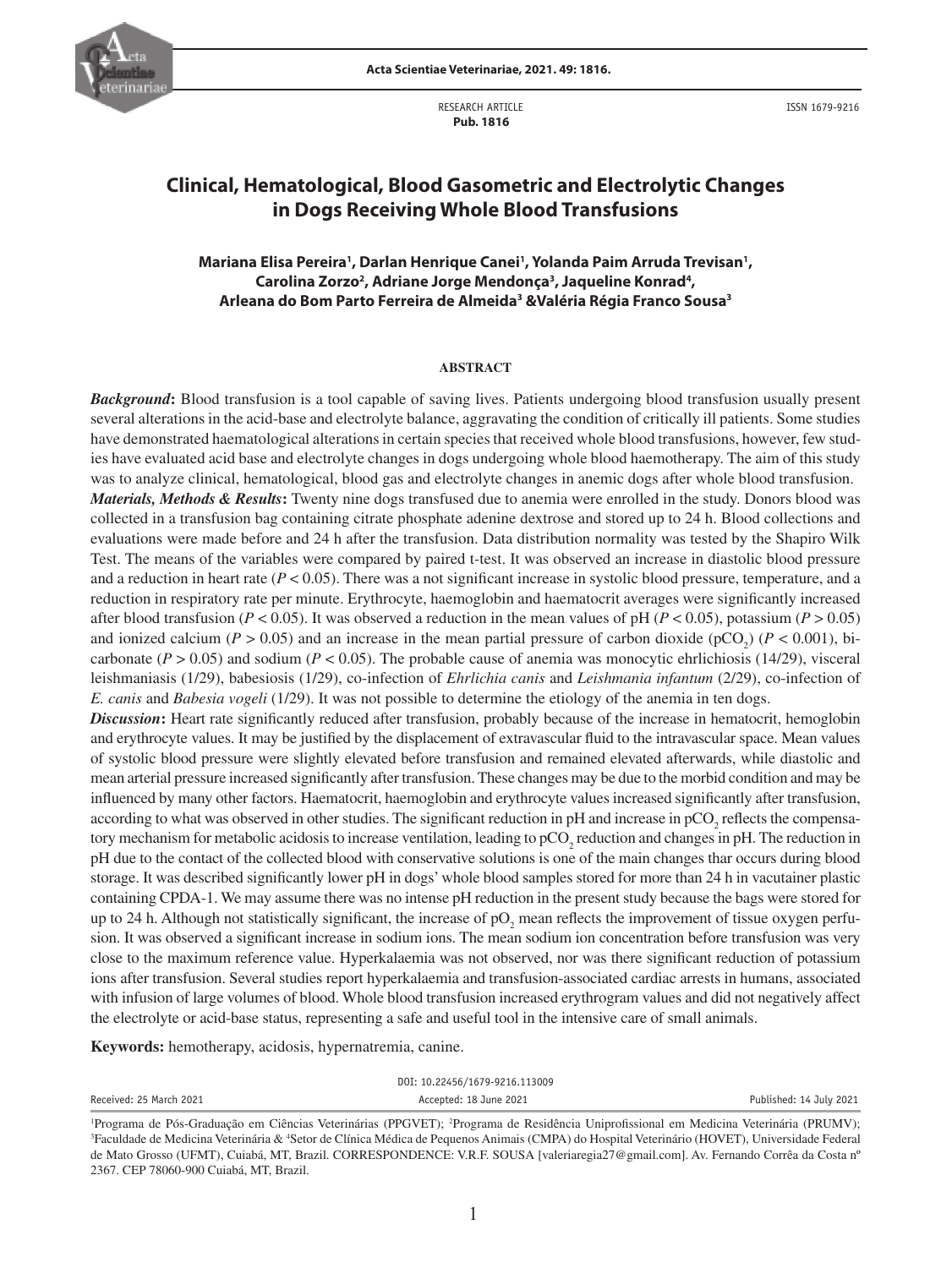RESEARCH ARTICLE
**Pub. 1816**

ISSN 1679-9216

# Clinical, Hematological, Blood Gasometric and Electrolytic Changes in Dogs Receiving Whole Blood Transfusions

**Mariana Elisa Pereira[1], Darlan Henrique Canei[1], Yolanda Paim Arruda Trevisan[1], Carolina Zorzo[2], Adriane Jorge Mendonça[3], Jaqueline Konrad[4], Arleana do Bom Parto Ferreira de Almeida[3] &Valéria Régia Franco Sousa[3]**

## ABSTRACT

***Background*:** Blood transfusion is a tool capable of saving lives. Patients undergoing blood transfusion usually present several alterations in the acid-base and electrolyte balance, aggravating the condition of critically ill patients. Some studies have demonstrated haematological alterations in certain species that received whole blood transfusions, however, few studies have evaluated acid base and electrolyte changes in dogs undergoing whole blood haemotherapy. The aim of this study was to analyze clinical, hematological, blood gas and electrolyte changes in anemic dogs after whole blood transfusion.

***Materials, Methods & Results*:** Twenty nine dogs transfused due to anemia were enrolled in the study. Donors blood was collected in a transfusion bag containing citrate phosphate adenine dextrose and stored up to 24 h. Blood collections and evaluations were made before and 24 h after the transfusion. Data distribution normality was tested by the Shapiro Wilk Test. The means of the variables were compared by paired t-test. It was observed an increase in diastolic blood pressure and a reduction in heart rate ($P < 0.05$). There was a not significant increase in systolic blood pressure, temperature, and a reduction in respiratory rate per minute. Erythrocyte, haemoglobin and haematocrit averages were significantly increased after blood transfusion ($P < 0.05$). It was observed a reduction in the mean values of pH ($P < 0.05$), potassium ($P > 0.05$) and ionized calcium ($P > 0.05$) and an increase in the mean partial pressure of carbon dioxide ($pCO_2$) ($P < 0.001$), bicarbonate ($P > 0.05$) and sodium ($P < 0.05$). The probable cause of anemia was monocytic ehrlichiosis (14/29), visceral leishmaniasis (1/29), babesiosis (1/29), co-infection of *Ehrlichia canis* and *Leishmania infantum* (2/29), co-infection of *E. canis* and *Babesia vogeli* (1/29). It was not possible to determine the etiology of the anemia in ten dogs.

***Discussion*:** Heart rate significantly reduced after transfusion, probably because of the increase in hematocrit, hemoglobin and erythrocyte values. It may be justified by the displacement of extravascular fluid to the intravascular space. Mean values of systolic blood pressure were slightly elevated before transfusion and remained elevated afterwards, while diastolic and mean arterial pressure increased significantly after transfusion. These changes may be due to the morbid condition and may be influenced by many other factors. Haematocrit, haemoglobin and erythrocyte values increased significantly after transfusion, according to what was observed in other studies. The significant reduction in pH and increase in $pCO_2$ reflects the compensatory mechanism for metabolic acidosis to increase ventilation, leading to $pCO_2$ reduction and changes in pH. The reduction in pH due to the contact of the collected blood with conservative solutions is one of the main changes thar occurs during blood storage. It was described significantly lower pH in dogs' whole blood samples stored for more than 24 h in vacutainer plastic containing CPDA-1. We may assume there was no intense pH reduction in the present study because the bags were stored for up to 24 h. Although not statistically significant, the increase of $pO_2$ mean reflects the improvement of tissue oxygen perfusion. It was observed a significant increase in sodium ions. The mean sodium ion concentration before transfusion was very close to the maximum reference value. Hyperkalaemia was not observed, nor was there significant reduction of potassium ions after transfusion. Several studies report hyperkalaemia and transfusion-associated cardiac arrests in humans, associated with infusion of large volumes of blood. Whole blood transfusion increased erythrogram values and did not negatively affect the electrolyte or acid-base status, representing a safe and useful tool in the intensive care of small animals.

**Keywords:** hemotherapy, acidosis, hypernatremia, canine.

DOI: 10.22456/1679-9216.113009

Received: 25 March 2021 | Accepted: 18 June 2021 | Published: 14 July 2021

[1]Programa de Pós-Graduação em Ciências Veterinárias (PPGVET); [2]Programa de Residência Uniprofissional em Medicina Veterinária (PRUMV); [3]Faculdade de Medicina Veterinária & [4]Setor de Clínica Médica de Pequenos Animais (CMPA) do Hospital Veterinário (HOVET), Universidade Federal de Mato Grosso (UFMT), Cuiabá, MT, Brazil. CORRESPONDENCE: V.R.F. SOUSA [valeriaregia27@gmail.com]. Av. Fernando Corrêa da Costa nº 2367. CEP 78060-900 Cuiabá, MT, Brazil.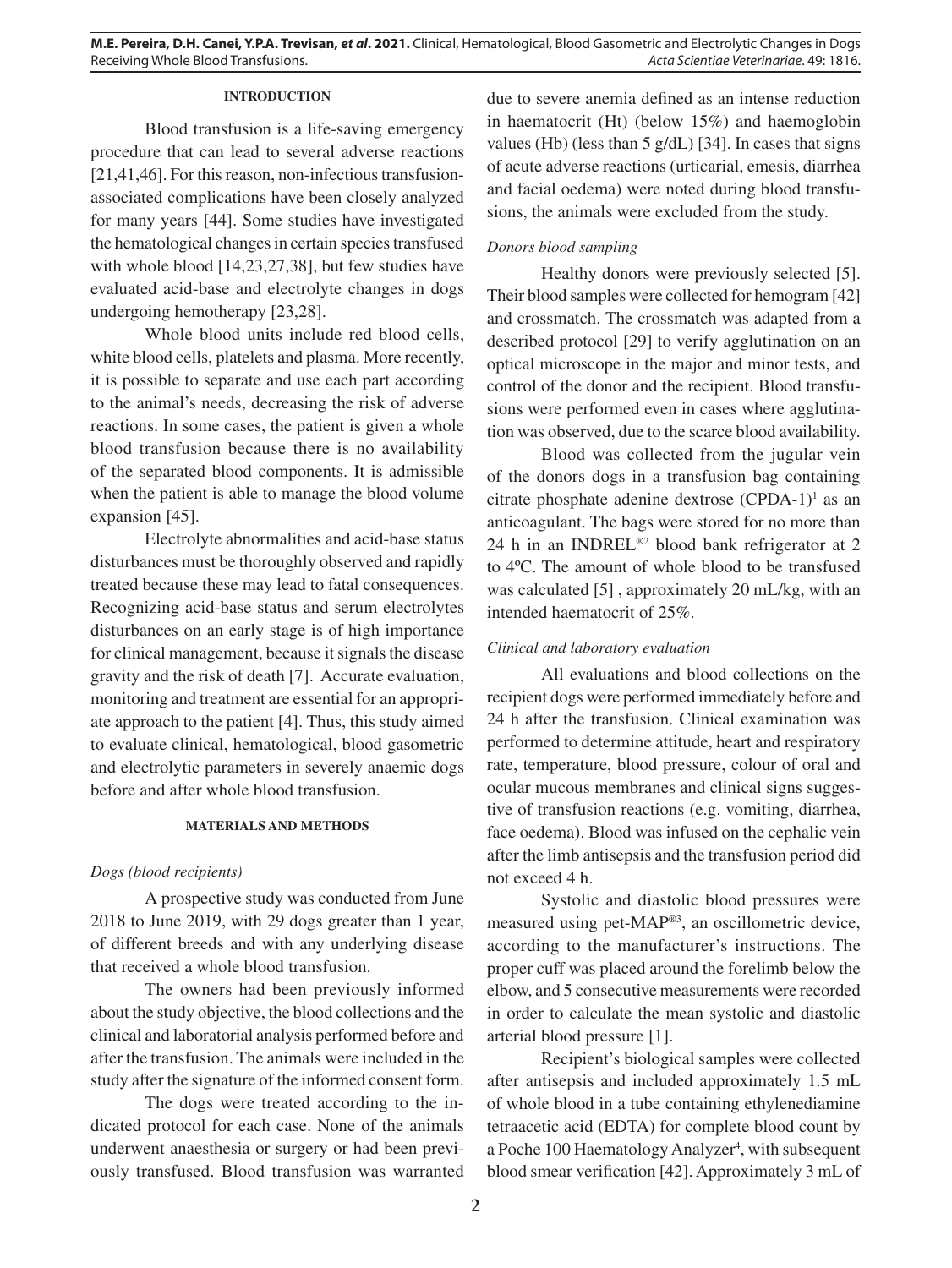## INTRODUCTION

Blood transfusion is a life-saving emergency procedure that can lead to several adverse reactions [21,41,46]. For this reason, non-infectious transfusion-associated complications have been closely analyzed for many years [44]. Some studies have investigated the hematological changes in certain species transfused with whole blood [14,23,27,38], but few studies have evaluated acid-base and electrolyte changes in dogs undergoing hemotherapy [23,28].

Whole blood units include red blood cells, white blood cells, platelets and plasma. More recently, it is possible to separate and use each part according to the animal's needs, decreasing the risk of adverse reactions. In some cases, the patient is given a whole blood transfusion because there is no availability of the separated blood components. It is admissible when the patient is able to manage the blood volume expansion [45].

Electrolyte abnormalities and acid-base status disturbances must be thoroughly observed and rapidly treated because these may lead to fatal consequences. Recognizing acid-base status and serum electrolytes disturbances on an early stage is of high importance for clinical management, because it signals the disease gravity and the risk of death [7]. Accurate evaluation, monitoring and treatment are essential for an appropriate approach to the patient [4]. Thus, this study aimed to evaluate clinical, hematological, blood gasometric and electrolytic parameters in severely anaemic dogs before and after whole blood transfusion.

## MATERIALS AND METHODS

### *Dogs (blood recipients)*

A prospective study was conducted from June 2018 to June 2019, with 29 dogs greater than 1 year, of different breeds and with any underlying disease that received a whole blood transfusion.

The owners had been previously informed about the study objective, the blood collections and the clinical and laboratorial analysis performed before and after the transfusion. The animals were included in the study after the signature of the informed consent form.

The dogs were treated according to the indicated protocol for each case. None of the animals underwent anaesthesia or surgery or had been previously transfused. Blood transfusion was warranted due to severe anemia defined as an intense reduction in haematocrit (Ht) (below 15%) and haemoglobin values (Hb) (less than 5 g/dL) [34]. In cases that signs of acute adverse reactions (urticarial, emesis, diarrhea and facial oedema) were noted during blood transfusions, the animals were excluded from the study.

### *Donors blood sampling*

Healthy donors were previously selected [5]. Their blood samples were collected for hemogram [42] and crossmatch. The crossmatch was adapted from a described protocol [29] to verify agglutination on an optical microscope in the major and minor tests, and control of the donor and the recipient. Blood transfusions were performed even in cases where agglutination was observed, due to the scarce blood availability.

Blood was collected from the jugular vein of the donors dogs in a transfusion bag containing citrate phosphate adenine dextrose (CPDA-1)[1] as an anticoagulant. The bags were stored for no more than 24 h in an INDREL®[2] blood bank refrigerator at 2 to 4ºC. The amount of whole blood to be transfused was calculated [5] , approximately 20 mL/kg, with an intended haematocrit of 25%.

### *Clinical and laboratory evaluation*

All evaluations and blood collections on the recipient dogs were performed immediately before and 24 h after the transfusion. Clinical examination was performed to determine attitude, heart and respiratory rate, temperature, blood pressure, colour of oral and ocular mucous membranes and clinical signs suggestive of transfusion reactions (e.g. vomiting, diarrhea, face oedema). Blood was infused on the cephalic vein after the limb antisepsis and the transfusion period did not exceed 4 h.

Systolic and diastolic blood pressures were measured using pet-MAP®[3], an oscillometric device, according to the manufacturer's instructions. The proper cuff was placed around the forelimb below the elbow, and 5 consecutive measurements were recorded in order to calculate the mean systolic and diastolic arterial blood pressure [1].

Recipient's biological samples were collected after antisepsis and included approximately 1.5 mL of whole blood in a tube containing ethylenediamine tetraacetic acid (EDTA) for complete blood count by a Poche 100 Haematology Analyzer[4], with subsequent blood smear verification [42]. Approximately 3 mL of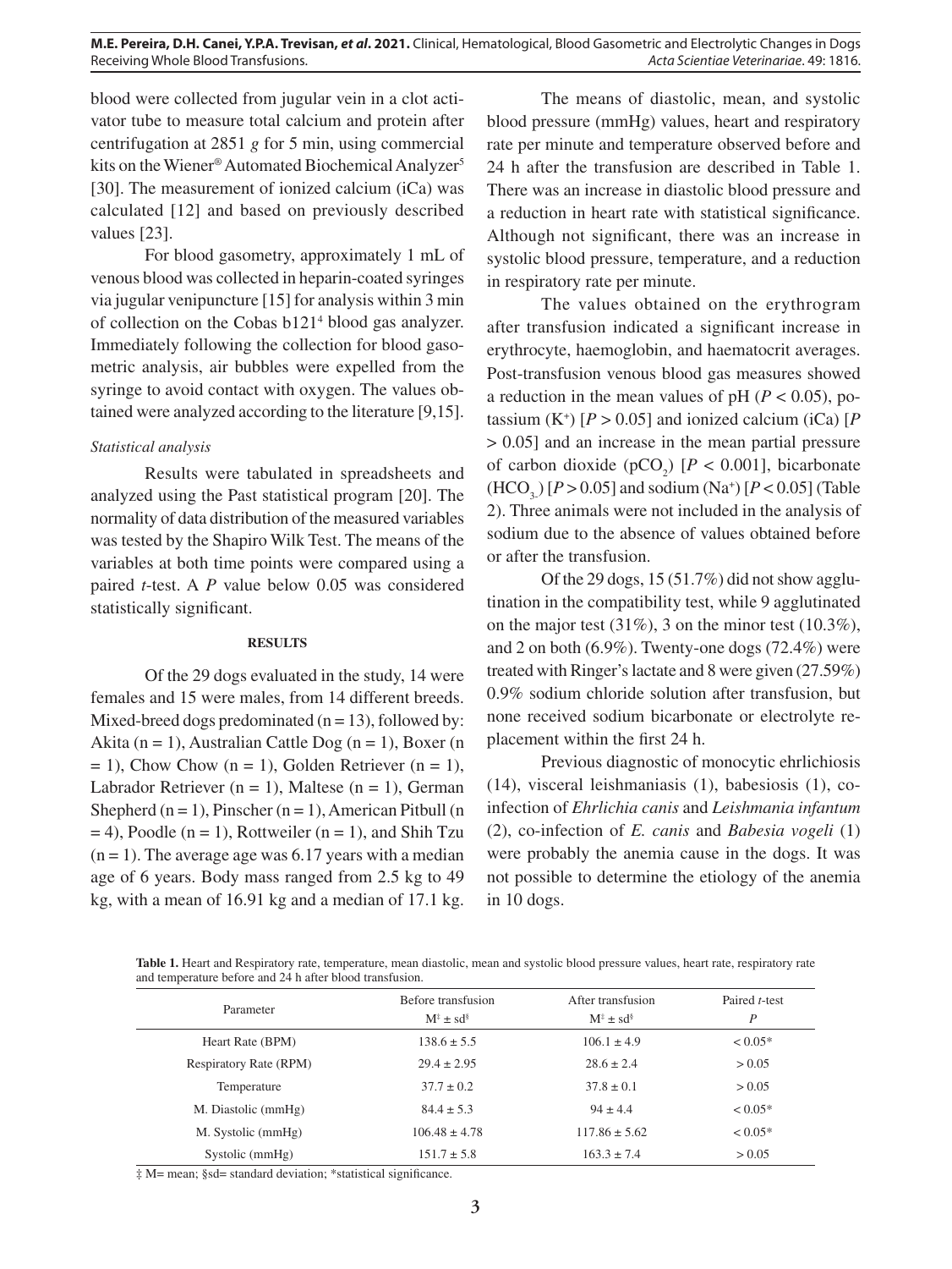blood were collected from jugular vein in a clot activator tube to measure total calcium and protein after centrifugation at 2851 *g* for 5 min, using commercial kits on the Wiener® Automated Biochemical Analyzer[5] [30]. The measurement of ionized calcium (iCa) was calculated [12] and based on previously described values [23].

For blood gasometry, approximately 1 mL of venous blood was collected in heparin-coated syringes via jugular venipuncture [15] for analysis within 3 min of collection on the Cobas b121[4] blood gas analyzer. Immediately following the collection for blood gasometric analysis, air bubbles were expelled from the syringe to avoid contact with oxygen. The values obtained were analyzed according to the literature [9,15].

*Statistical analysis*

Results were tabulated in spreadsheets and analyzed using the Past statistical program [20]. The normality of data distribution of the measured variables was tested by the Shapiro Wilk Test. The means of the variables at both time points were compared using a paired *t*-test. A *P* value below 0.05 was considered statistically significant.

## RESULTS

Of the 29 dogs evaluated in the study, 14 were females and 15 were males, from 14 different breeds. Mixed-breed dogs predominated (n = 13), followed by: Akita (n = 1), Australian Cattle Dog (n = 1), Boxer (n = 1), Chow Chow (n = 1), Golden Retriever (n = 1), Labrador Retriever (n = 1), Maltese (n = 1), German Shepherd (n = 1), Pinscher (n = 1), American Pitbull (n = 4), Poodle (n = 1), Rottweiler (n = 1), and Shih Tzu (n = 1). The average age was 6.17 years with a median age of 6 years. Body mass ranged from 2.5 kg to 49 kg, with a mean of 16.91 kg and a median of 17.1 kg.

The means of diastolic, mean, and systolic blood pressure (mmHg) values, heart and respiratory rate per minute and temperature observed before and 24 h after the transfusion are described in Table 1. There was an increase in diastolic blood pressure and a reduction in heart rate with statistical significance. Although not significant, there was an increase in systolic blood pressure, temperature, and a reduction in respiratory rate per minute.

The values obtained on the erythrogram after transfusion indicated a significant increase in erythrocyte, haemoglobin, and haematocrit averages. Post-transfusion venous blood gas measures showed a reduction in the mean values of pH ($P < 0.05$), potassium ($K^+$) [$P > 0.05$] and ionized calcium (iCa) [$P > 0.05$] and an increase in the mean partial pressure of carbon dioxide ($pCO_2$) [$P < 0.001$], bicarbonate ($HCO_3^-$) [$P > 0.05$] and sodium ($Na^+$) [$P < 0.05$] (Table 2). Three animals were not included in the analysis of sodium due to the absence of values obtained before or after the transfusion.

Of the 29 dogs, 15 (51.7%) did not show agglutination in the compatibility test, while 9 agglutinated on the major test (31%), 3 on the minor test (10.3%), and 2 on both (6.9%). Twenty-one dogs (72.4%) were treated with Ringer's lactate and 8 were given (27.59%) 0.9% sodium chloride solution after transfusion, but none received sodium bicarbonate or electrolyte replacement within the first 24 h.

Previous diagnostic of monocytic ehrlichiosis (14), visceral leishmaniasis (1), babesiosis (1), co-infection of *Ehrlichia canis* and *Leishmania infantum* (2), co-infection of *E. canis* and *Babesia vogeli* (1) were probably the anemia cause in the dogs. It was not possible to determine the etiology of the anemia in 10 dogs.

**Table 1.** Heart and Respiratory rate, temperature, mean diastolic, mean and systolic blood pressure values, heart rate, respiratory rate and temperature before and 24 h after blood transfusion.

| Parameter | Before transfusion M‡ ± sd§ | After transfusion M‡ ± sd§ | Paired *t*-test *P* |
|---|---|---|---|
| Heart Rate (BPM) | 138.6 ± 5.5 | 106.1 ± 4.9 | < 0.05* |
| Respiratory Rate (RPM) | 29.4 ± 2.95 | 28.6 ± 2.4 | > 0.05 |
| Temperature | 37.7 ± 0.2 | 37.8 ± 0.1 | > 0.05 |
| M. Diastolic (mmHg) | 84.4 ± 5.3 | 94 ± 4.4 | < 0.05* |
| M. Systolic (mmHg) | 106.48 ± 4.78 | 117.86 ± 5.62 | < 0.05* |
| Systolic (mmHg) | 151.7 ± 5.8 | 163.3 ± 7.4 | > 0.05 |

‡ M= mean; §sd= standard deviation; *statistical significance.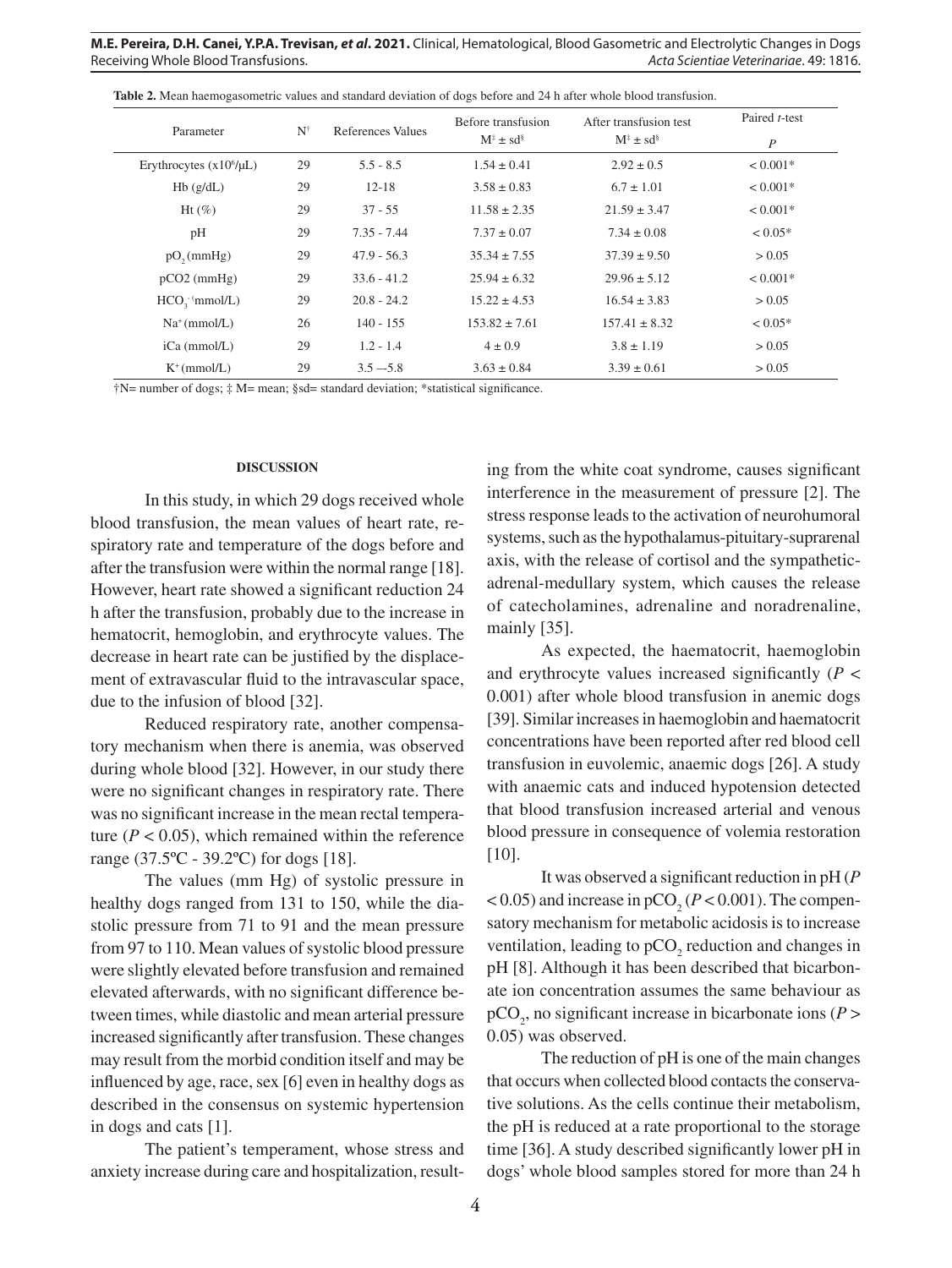**Table 2.** Mean haemogasometric values and standard deviation of dogs before and 24 h after whole blood transfusion.

| Parameter | N† | References Values | Before transfusion M‡ ± sd§ | After transfusion test M‡ ± sd§ | Paired *t*-test *P* |
|---|---|---|---|---|---|
| Erythrocytes ($x10^6$/µL) | 29 | 5.5 - 8.5 | 1.54 ± 0.41 | 2.92 ± 0.5 | < 0.001* |
| Hb (g/dL) | 29 | 12-18 | 3.58 ± 0.83 | 6.7 ± 1.01 | < 0.001* |
| Ht (%) | 29 | 37 - 55 | 11.58 ± 2.35 | 21.59 ± 3.47 | < 0.001* |
| pH | 29 | 7.35 - 7.44 | 7.37 ± 0.07 | 7.34 ± 0.08 | < 0.05* |
| $pO_2$ (mmHg) | 29 | 47.9 - 56.3 | 35.34 ± 7.55 | 37.39 ± 9.50 | > 0.05 |
| pCO2 (mmHg) | 29 | 33.6 - 41.2 | 25.94 ± 6.32 | 29.96 ± 5.12 | < 0.001* |
| $HCO_3^-$ (mmol/L) | 29 | 20.8 - 24.2 | 15.22 ± 4.53 | 16.54 ± 3.83 | > 0.05 |
| $Na^+$ (mmol/L) | 26 | 140 - 155 | 153.82 ± 7.61 | 157.41 ± 8.32 | < 0.05* |
| iCa (mmol/L) | 29 | 1.2 - 1.4 | 4 ± 0.9 | 3.8 ± 1.19 | > 0.05 |
| $K^+$ (mmol/L) | 29 | 3.5 —5.8 | 3.63 ± 0.84 | 3.39 ± 0.61 | > 0.05 |

†N= number of dogs; ‡ M= mean; §sd= standard deviation; *statistical significance.

## DISCUSSION

In this study, in which 29 dogs received whole blood transfusion, the mean values of heart rate, respiratory rate and temperature of the dogs before and after the transfusion were within the normal range [18]. However, heart rate showed a significant reduction 24 h after the transfusion, probably due to the increase in hematocrit, hemoglobin, and erythrocyte values. The decrease in heart rate can be justified by the displacement of extravascular fluid to the intravascular space, due to the infusion of blood [32].

Reduced respiratory rate, another compensatory mechanism when there is anemia, was observed during whole blood [32]. However, in our study there were no significant changes in respiratory rate. There was no significant increase in the mean rectal temperature ($P < 0.05$), which remained within the reference range (37.5ºC - 39.2ºC) for dogs [18].

The values (mm Hg) of systolic pressure in healthy dogs ranged from 131 to 150, while the diastolic pressure from 71 to 91 and the mean pressure from 97 to 110. Mean values of systolic blood pressure were slightly elevated before transfusion and remained elevated afterwards, with no significant difference between times, while diastolic and mean arterial pressure increased significantly after transfusion. These changes may result from the morbid condition itself and may be influenced by age, race, sex [6] even in healthy dogs as described in the consensus on systemic hypertension in dogs and cats [1].

The patient's temperament, whose stress and anxiety increase during care and hospitalization, resulting from the white coat syndrome, causes significant interference in the measurement of pressure [2]. The stress response leads to the activation of neurohumoral systems, such as the hypothalamus-pituitary-suprarenal axis, with the release of cortisol and the sympathetic-adrenal-medullary system, which causes the release of catecholamines, adrenaline and noradrenaline, mainly [35].

As expected, the haematocrit, haemoglobin and erythrocyte values increased significantly ($P < 0.001$) after whole blood transfusion in anemic dogs [39]. Similar increases in haemoglobin and haematocrit concentrations have been reported after red blood cell transfusion in euvolemic, anaemic dogs [26]. A study with anaemic cats and induced hypotension detected that blood transfusion increased arterial and venous blood pressure in consequence of volemia restoration [10].

It was observed a significant reduction in pH ($P < 0.05$) and increase in $pCO_2$ ($P < 0.001$). The compensatory mechanism for metabolic acidosis is to increase ventilation, leading to $pCO_2$ reduction and changes in pH [8]. Although it has been described that bicarbonate ion concentration assumes the same behaviour as $pCO_2$, no significant increase in bicarbonate ions ($P > 0.05$) was observed.

The reduction of pH is one of the main changes that occurs when collected blood contacts the conservative solutions. As the cells continue their metabolism, the pH is reduced at a rate proportional to the storage time [36]. A study described significantly lower pH in dogs' whole blood samples stored for more than 24 h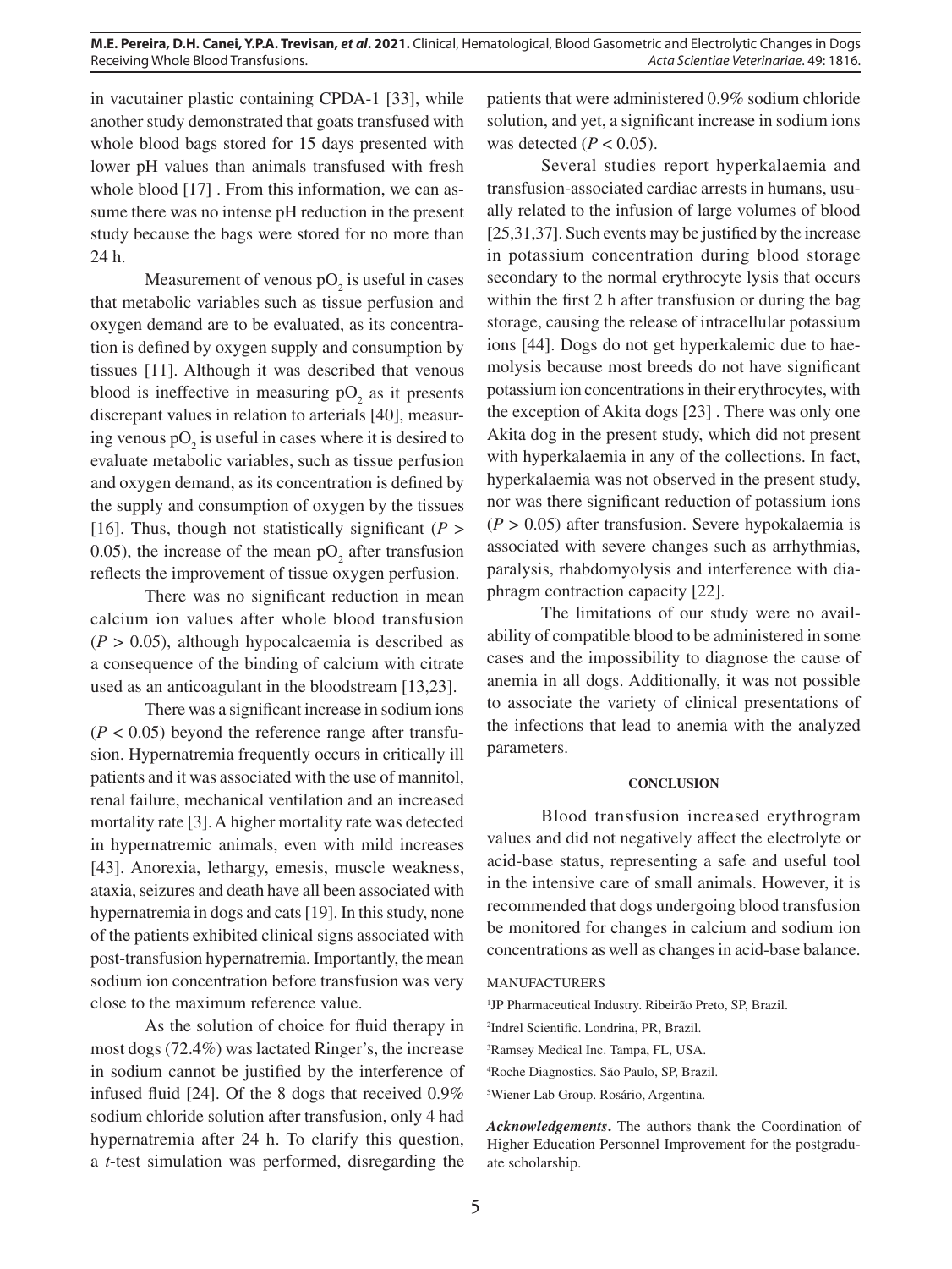in vacutainer plastic containing CPDA-1 [33], while another study demonstrated that goats transfused with whole blood bags stored for 15 days presented with lower pH values than animals transfused with fresh whole blood [17] . From this information, we can assume there was no intense pH reduction in the present study because the bags were stored for no more than 24 h.

Measurement of venous $pO_2$ is useful in cases that metabolic variables such as tissue perfusion and oxygen demand are to be evaluated, as its concentration is defined by oxygen supply and consumption by tissues [11]. Although it was described that venous blood is ineffective in measuring $pO_2$ as it presents discrepant values in relation to arterials [40], measuring venous $pO_2$ is useful in cases where it is desired to evaluate metabolic variables, such as tissue perfusion and oxygen demand, as its concentration is defined by the supply and consumption of oxygen by the tissues [16]. Thus, though not statistically significant ($P > 0.05$), the increase of the mean $pO_2$ after transfusion reflects the improvement of tissue oxygen perfusion.

There was no significant reduction in mean calcium ion values after whole blood transfusion ($P > 0.05$), although hypocalcaemia is described as a consequence of the binding of calcium with citrate used as an anticoagulant in the bloodstream [13,23].

There was a significant increase in sodium ions ($P < 0.05$) beyond the reference range after transfusion. Hypernatremia frequently occurs in critically ill patients and it was associated with the use of mannitol, renal failure, mechanical ventilation and an increased mortality rate [3]. A higher mortality rate was detected in hypernatremic animals, even with mild increases [43]. Anorexia, lethargy, emesis, muscle weakness, ataxia, seizures and death have all been associated with hypernatremia in dogs and cats [19]. In this study, none of the patients exhibited clinical signs associated with post-transfusion hypernatremia. Importantly, the mean sodium ion concentration before transfusion was very close to the maximum reference value.

As the solution of choice for fluid therapy in most dogs (72.4%) was lactated Ringer's, the increase in sodium cannot be justified by the interference of infused fluid [24]. Of the 8 dogs that received 0.9% sodium chloride solution after transfusion, only 4 had hypernatremia after 24 h. To clarify this question, a *t*-test simulation was performed, disregarding the patients that were administered 0.9% sodium chloride solution, and yet, a significant increase in sodium ions was detected ($P < 0.05$).

Several studies report hyperkalaemia and transfusion-associated cardiac arrests in humans, usually related to the infusion of large volumes of blood [25,31,37]. Such events may be justified by the increase in potassium concentration during blood storage secondary to the normal erythrocyte lysis that occurs within the first 2 h after transfusion or during the bag storage, causing the release of intracellular potassium ions [44]. Dogs do not get hyperkalemic due to haemolysis because most breeds do not have significant potassium ion concentrations in their erythrocytes, with the exception of Akita dogs [23] . There was only one Akita dog in the present study, which did not present with hyperkalaemia in any of the collections. In fact, hyperkalaemia was not observed in the present study, nor was there significant reduction of potassium ions ($P > 0.05$) after transfusion. Severe hypokalaemia is associated with severe changes such as arrhythmias, paralysis, rhabdomyolysis and interference with diaphragm contraction capacity [22].

The limitations of our study were no availability of compatible blood to be administered in some cases and the impossibility to diagnose the cause of anemia in all dogs. Additionally, it was not possible to associate the variety of clinical presentations of the infections that lead to anemia with the analyzed parameters.

## CONCLUSION

Blood transfusion increased erythrogram values and did not negatively affect the electrolyte or acid-base status, representing a safe and useful tool in the intensive care of small animals. However, it is recommended that dogs undergoing blood transfusion be monitored for changes in calcium and sodium ion concentrations as well as changes in acid-base balance.

MANUFACTURERS

[1]JP Pharmaceutical Industry. Ribeirão Preto, SP, Brazil.

[2]Indrel Scientific. Londrina, PR, Brazil.

[3]Ramsey Medical Inc. Tampa, FL, USA.

[4]Roche Diagnostics. São Paulo, SP, Brazil.

[5]Wiener Lab Group. Rosário, Argentina.

***Acknowledgements*.** The authors thank the Coordination of Higher Education Personnel Improvement for the postgraduate scholarship.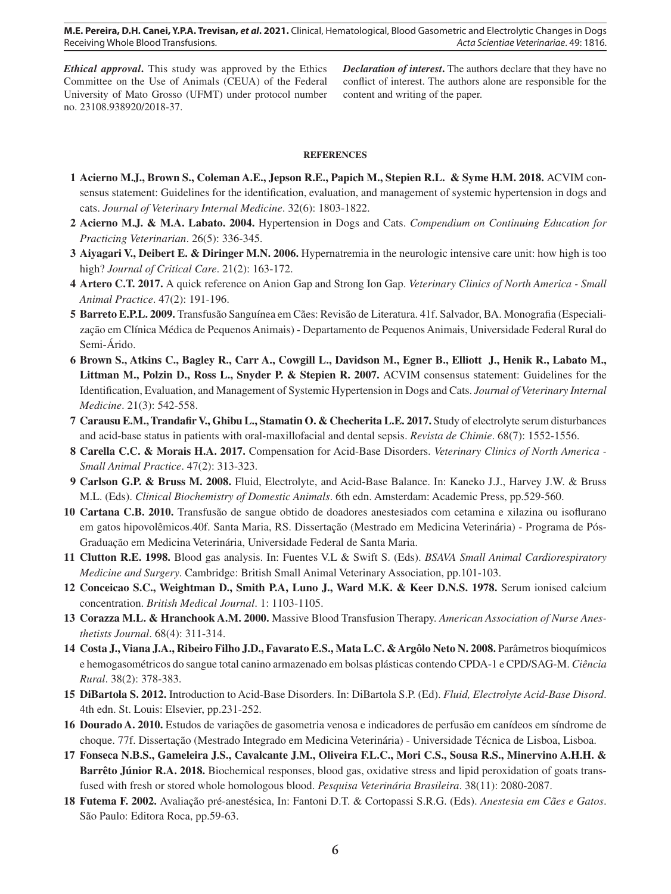***Ethical approval*.** This study was approved by the Ethics Committee on the Use of Animals (CEUA) of the Federal University of Mato Grosso (UFMT) under protocol number no. 23108.938920/2018-37.

***Declaration of interest*.** The authors declare that they have no conflict of interest. The authors alone are responsible for the content and writing of the paper.

**REFERENCES**

1 **Acierno M.J., Brown S., Coleman A.E., Jepson R.E., Papich M., Stepien R.L. & Syme H.M. 2018.** ACVIM consensus statement: Guidelines for the identification, evaluation, and management of systemic hypertension in dogs and cats. *Journal of Veterinary Internal Medicine*. 32(6): 1803-1822.

2 **Acierno M.J. & M.A. Labato. 2004.** Hypertension in Dogs and Cats. *Compendium on Continuing Education for Practicing Veterinarian*. 26(5): 336-345.

3 **Aiyagari V., Deibert E. & Diringer M.N. 2006.** Hypernatremia in the neurologic intensive care unit: how high is too high? *Journal of Critical Care*. 21(2): 163-172.

4 **Artero C.T. 2017.** A quick reference on Anion Gap and Strong Ion Gap. *Veterinary Clinics of North America - Small Animal Practice*. 47(2): 191-196.

5 **Barreto E.P.L. 2009.** Transfusão Sanguínea em Cães: Revisão de Literatura. 41f. Salvador, BA. Monografia (Especialização em Clínica Médica de Pequenos Animais) - Departamento de Pequenos Animais, Universidade Federal Rural do Semi-Árido.

6 **Brown S., Atkins C., Bagley R., Carr A., Cowgill L., Davidson M., Egner B., Elliott J., Henik R., Labato M., Littman M., Polzin D., Ross L., Snyder P. & Stepien R. 2007.** ACVIM consensus statement: Guidelines for the Identification, Evaluation, and Management of Systemic Hypertension in Dogs and Cats. *Journal of Veterinary Internal Medicine*. 21(3): 542-558.

7 **Carausu E.M., Trandafir V., Ghibu L., Stamatin O. & Checherita L.E. 2017.** Study of electrolyte serum disturbances and acid-base status in patients with oral-maxillofacial and dental sepsis. *Revista de Chimie*. 68(7): 1552-1556.

8 **Carella C.C. & Morais H.A. 2017.** Compensation for Acid-Base Disorders. *Veterinary Clinics of North America - Small Animal Practice*. 47(2): 313-323.

9 **Carlson G.P. & Bruss M. 2008.** Fluid, Electrolyte, and Acid-Base Balance. In: Kaneko J.J., Harvey J.W. & Bruss M.L. (Eds). *Clinical Biochemistry of Domestic Animals*. 6th edn. Amsterdam: Academic Press, pp.529-560.

10 **Cartana C.B. 2010.** Transfusão de sangue obtido de doadores anestesiados com cetamina e xilazina ou isoflurano em gatos hipovolêmicos.40f. Santa Maria, RS. Dissertação (Mestrado em Medicina Veterinária) - Programa de Pós-Graduação em Medicina Veterinária, Universidade Federal de Santa Maria.

11 **Clutton R.E. 1998.** Blood gas analysis. In: Fuentes V.L & Swift S. (Eds). *BSAVA Small Animal Cardiorespiratory Medicine and Surgery*. Cambridge: British Small Animal Veterinary Association, pp.101-103.

12 **Conceicao S.C., Weightman D., Smith P.A, Luno J., Ward M.K. & Keer D.N.S. 1978.** Serum ionised calcium concentration. *British Medical Journal*. 1: 1103-1105.

13 **Corazza M.L. & Hranchook A.M. 2000.** Massive Blood Transfusion Therapy. *American Association of Nurse Anesthetists Journal*. 68(4): 311-314.

14 **Costa J., Viana J.A., Ribeiro Filho J.D., Favarato E.S., Mata L.C. & Argôlo Neto N. 2008.** Parâmetros bioquímicos e hemogasométricos do sangue total canino armazenado em bolsas plásticas contendo CPDA-1 e CPD/SAG-M. *Ciência Rural*. 38(2): 378-383.

15 **DiBartola S. 2012.** Introduction to Acid-Base Disorders. In: DiBartola S.P. (Ed). *Fluid, Electrolyte Acid-Base Disord*. 4th edn. St. Louis: Elsevier, pp.231-252.

16 **Dourado A. 2010.** Estudos de variações de gasometria venosa e indicadores de perfusão em canídeos em síndrome de choque. 77f. Dissertação (Mestrado Integrado em Medicina Veterinária) - Universidade Técnica de Lisboa, Lisboa.

17 **Fonseca N.B.S., Gameleira J.S., Cavalcante J.M., Oliveira F.L.C., Mori C.S., Sousa R.S., Minervino A.H.H. & Barrêto Júnior R.A. 2018.** Biochemical responses, blood gas, oxidative stress and lipid peroxidation of goats transfused with fresh or stored whole homologous blood. *Pesquisa Veterinária Brasileira*. 38(11): 2080-2087.

18 **Futema F. 2002.** Avaliação pré-anestésica, In: Fantoni D.T. & Cortopassi S.R.G. (Eds). *Anestesia em Cães e Gatos*. São Paulo: Editora Roca, pp.59-63.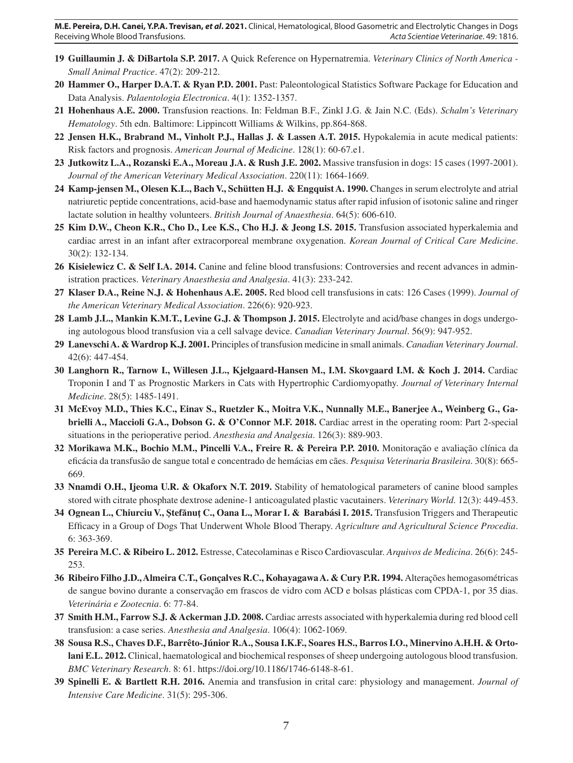**19 Guillaumin J. & DiBartola S.P. 2017.** A Quick Reference on Hypernatremia. *Veterinary Clinics of North America - Small Animal Practice*. 47(2): 209-212.

**20 Hammer O., Harper D.A.T. & Ryan P.D. 2001.** Past: Paleontological Statistics Software Package for Education and Data Analysis. *Palaentologia Electronica*. 4(1): 1352-1357.

**21 Hohenhaus A.E. 2000.** Transfusion reactions. In: Feldman B.F., Zinkl J.G. & Jain N.C. (Eds). *Schalm's Veterinary Hematology*. 5th edn. Baltimore: Lippincott Williams & Wilkins, pp.864-868.

**22 Jensen H.K., Brabrand M., Vinholt P.J., Hallas J. & Lassen A.T. 2015.** Hypokalemia in acute medical patients: Risk factors and prognosis. *American Journal of Medicine*. 128(1): 60-67.e1.

**23 Jutkowitz L.A., Rozanski E.A., Moreau J.A. & Rush J.E. 2002.** Massive transfusion in dogs: 15 cases (1997-2001). *Journal of the American Veterinary Medical Association*. 220(11): 1664-1669.

**24 Kamp-jensen M., Olesen K.L., Bach V., Schütten H.J. & Engquist A. 1990.** Changes in serum electrolyte and atrial natriuretic peptide concentrations, acid-base and haemodynamic status after rapid infusion of isotonic saline and ringer lactate solution in healthy volunteers. *British Journal of Anaesthesia*. 64(5): 606-610.

**25 Kim D.W., Cheon K.R., Cho D., Lee K.S., Cho H.J. & Jeong I.S. 2015.** Transfusion associated hyperkalemia and cardiac arrest in an infant after extracorporeal membrane oxygenation. *Korean Journal of Critical Care Medicine*. 30(2): 132-134.

**26 Kisielewicz C. & Self I.A. 2014.** Canine and feline blood transfusions: Controversies and recent advances in administration practices. *Veterinary Anaesthesia and Analgesia*. 41(3): 233-242.

**27 Klaser D.A., Reine N.J. & Hohenhaus A.E. 2005.** Red blood cell transfusions in cats: 126 Cases (1999). *Journal of the American Veterinary Medical Association*. 226(6): 920-923.

**28 Lamb J.L., Mankin K.M.T., Levine G.J. & Thompson J. 2015.** Electrolyte and acid/base changes in dogs undergoing autologous blood transfusion via a cell salvage device. *Canadian Veterinary Journal*. 56(9): 947-952.

**29 Lanevschi A. & Wardrop K.J. 2001.** Principles of transfusion medicine in small animals. *Canadian Veterinary Journal*. 42(6): 447-454.

**30 Langhorn R., Tarnow I., Willesen J.L., Kjelgaard-Hansen M., I.M. Skovgaard I.M. & Koch J. 2014.** Cardiac Troponin I and T as Prognostic Markers in Cats with Hypertrophic Cardiomyopathy. *Journal of Veterinary Internal Medicine*. 28(5): 1485-1491.

**31 McEvoy M.D., Thies K.C., Einav S., Ruetzler K., Moitra V.K., Nunnally M.E., Banerjee A., Weinberg G., Gabrielli A., Maccioli G.A., Dobson G. & O'Connor M.F. 2018.** Cardiac arrest in the operating room: Part 2-special situations in the perioperative period. *Anesthesia and Analgesia*. 126(3): 889-903.

**32 Morikawa M.K., Bochio M.M., Pincelli V.A., Freire R. & Pereira P.P. 2010.** Monitoração e avaliação clínica da eficácia da transfusão de sangue total e concentrado de hemácias em cães. *Pesquisa Veterinaria Brasileira*. 30(8): 665-669.

**33 Nnamdi O.H., Ijeoma U.R. & Okaforx N.T. 2019.** Stability of hematological parameters of canine blood samples stored with citrate phosphate dextrose adenine-1 anticoagulated plastic vacutainers. *Veterinary World*. 12(3): 449-453.

**34 Ognean L., Chiurciu V., Ştefănuţ C., Oana L., Morar I. & Barabási I. 2015.** Transfusion Triggers and Therapeutic Efficacy in a Group of Dogs That Underwent Whole Blood Therapy. *Agriculture and Agricultural Science Procedia*. 6: 363-369.

**35 Pereira M.C. & Ribeiro L. 2012.** Estresse, Catecolaminas e Risco Cardiovascular. *Arquivos de Medicina*. 26(6): 245-253.

**36 Ribeiro Filho J.D., Almeira C.T., Gonçalves R.C., Kohayagawa A. & Cury P.R. 1994.** Alterações hemogasométricas de sangue bovino durante a conservação em frascos de vidro com ACD e bolsas plásticas com CPDA-1, por 35 dias. *Veterinária e Zootecnia*. 6: 77-84.

**37 Smith H.M., Farrow S.J. & Ackerman J.D. 2008.** Cardiac arrests associated with hyperkalemia during red blood cell transfusion: a case series. *Anesthesia and Analgesia*. 106(4): 1062-1069.

**38 Sousa R.S., Chaves D.F., Barrêto-Júnior R.A., Sousa I.K.F., Soares H.S., Barros I.O., Minervino A.H.H. & Ortolani E.L. 2012.** Clinical, haematological and biochemical responses of sheep undergoing autologous blood transfusion. *BMC Veterinary Research*. 8: 61. https://doi.org/10.1186/1746-6148-8-61.

**39 Spinelli E. & Bartlett R.H. 2016.** Anemia and transfusion in crital care: physiology and management. *Journal of Intensive Care Medicine*. 31(5): 295-306.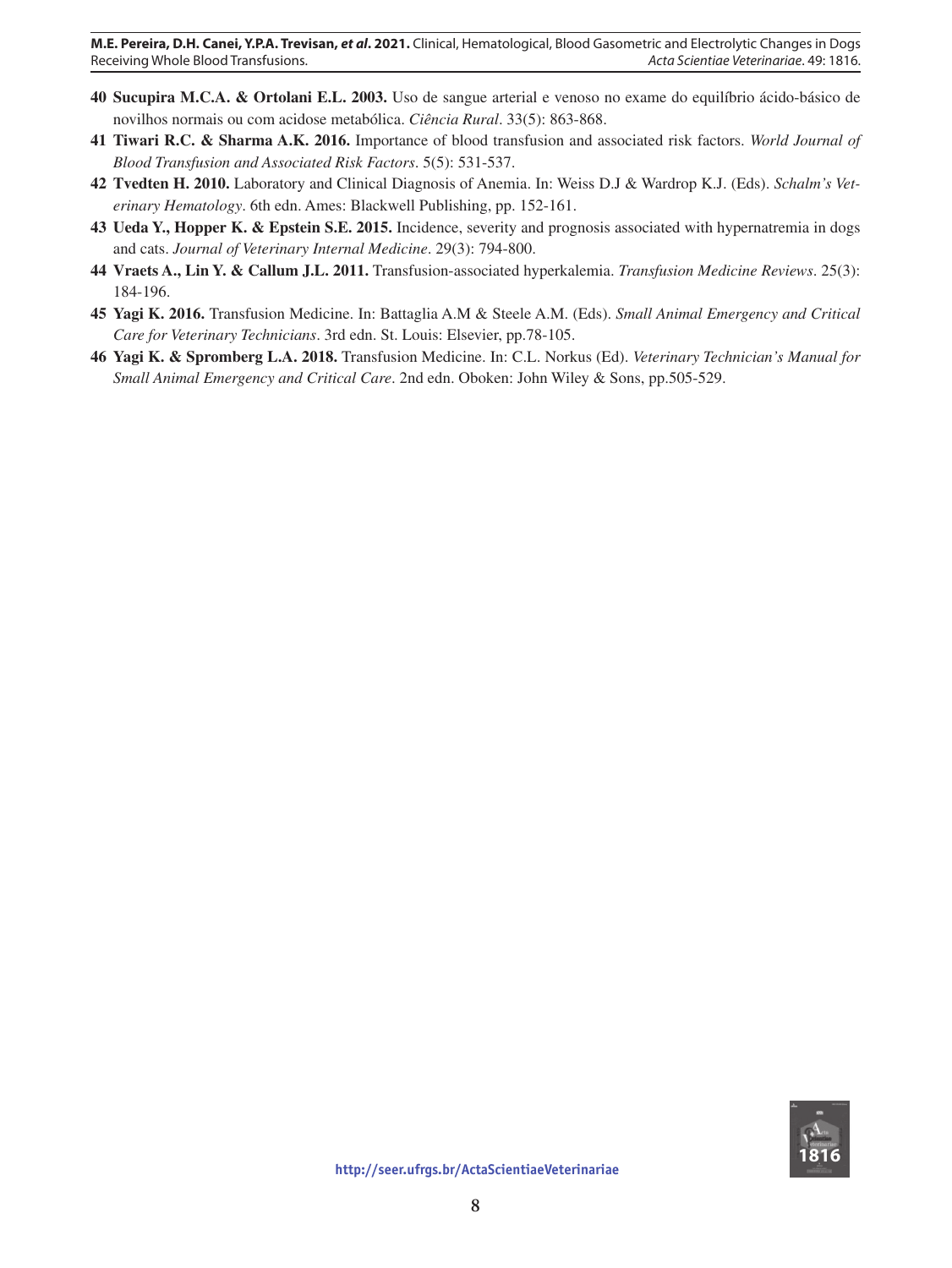**40 Sucupira M.C.A. & Ortolani E.L. 2003.** Uso de sangue arterial e venoso no exame do equilíbrio ácido-básico de novilhos normais ou com acidose metabólica. *Ciência Rural*. 33(5): 863-868.

**41 Tiwari R.C. & Sharma A.K. 2016.** Importance of blood transfusion and associated risk factors. *World Journal of Blood Transfusion and Associated Risk Factors*. 5(5): 531-537.

**42 Tvedten H. 2010.** Laboratory and Clinical Diagnosis of Anemia. In: Weiss D.J & Wardrop K.J. (Eds). *Schalm's Veterinary Hematology*. 6th edn. Ames: Blackwell Publishing, pp. 152-161.

**43 Ueda Y., Hopper K. & Epstein S.E. 2015.** Incidence, severity and prognosis associated with hypernatremia in dogs and cats. *Journal of Veterinary Internal Medicine*. 29(3): 794-800.

**44 Vraets A., Lin Y. & Callum J.L. 2011.** Transfusion-associated hyperkalemia. *Transfusion Medicine Reviews*. 25(3): 184-196.

**45 Yagi K. 2016.** Transfusion Medicine. In: Battaglia A.M & Steele A.M. (Eds). *Small Animal Emergency and Critical Care for Veterinary Technicians*. 3rd edn. St. Louis: Elsevier, pp.78-105.

**46 Yagi K. & Spromberg L.A. 2018.** Transfusion Medicine. In: C.L. Norkus (Ed). *Veterinary Technician's Manual for Small Animal Emergency and Critical Care*. 2nd edn. Oboken: John Wiley & Sons, pp.505-529.